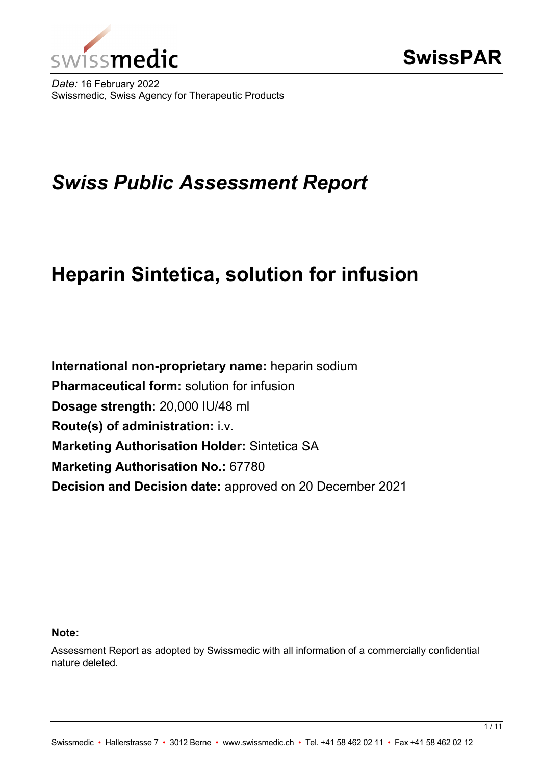swissmedic

SwissPAR

*Date:* 16 February 2022
Swissmedic, Swiss Agency for Therapeutic Products

# *Swiss Public Assessment Report*

# Heparin Sintetica, solution for infusion

**International non-proprietary name:** heparin sodium
**Pharmaceutical form:** solution for infusion
**Dosage strength:** 20,000 IU/48 ml
**Route(s) of administration:** i.v.
**Marketing Authorisation Holder:** Sintetica SA
**Marketing Authorisation No.:** 67780
**Decision and Decision date:** approved on 20 December 2021

**Note:**

Assessment Report as adopted by Swissmedic with all information of a commercially confidential nature deleted.

Swissmedic • Hallerstrasse 7 • 3012 Berne • www.swissmedic.ch • Tel. +41 58 462 02 11 • Fax +41 58 462 02 12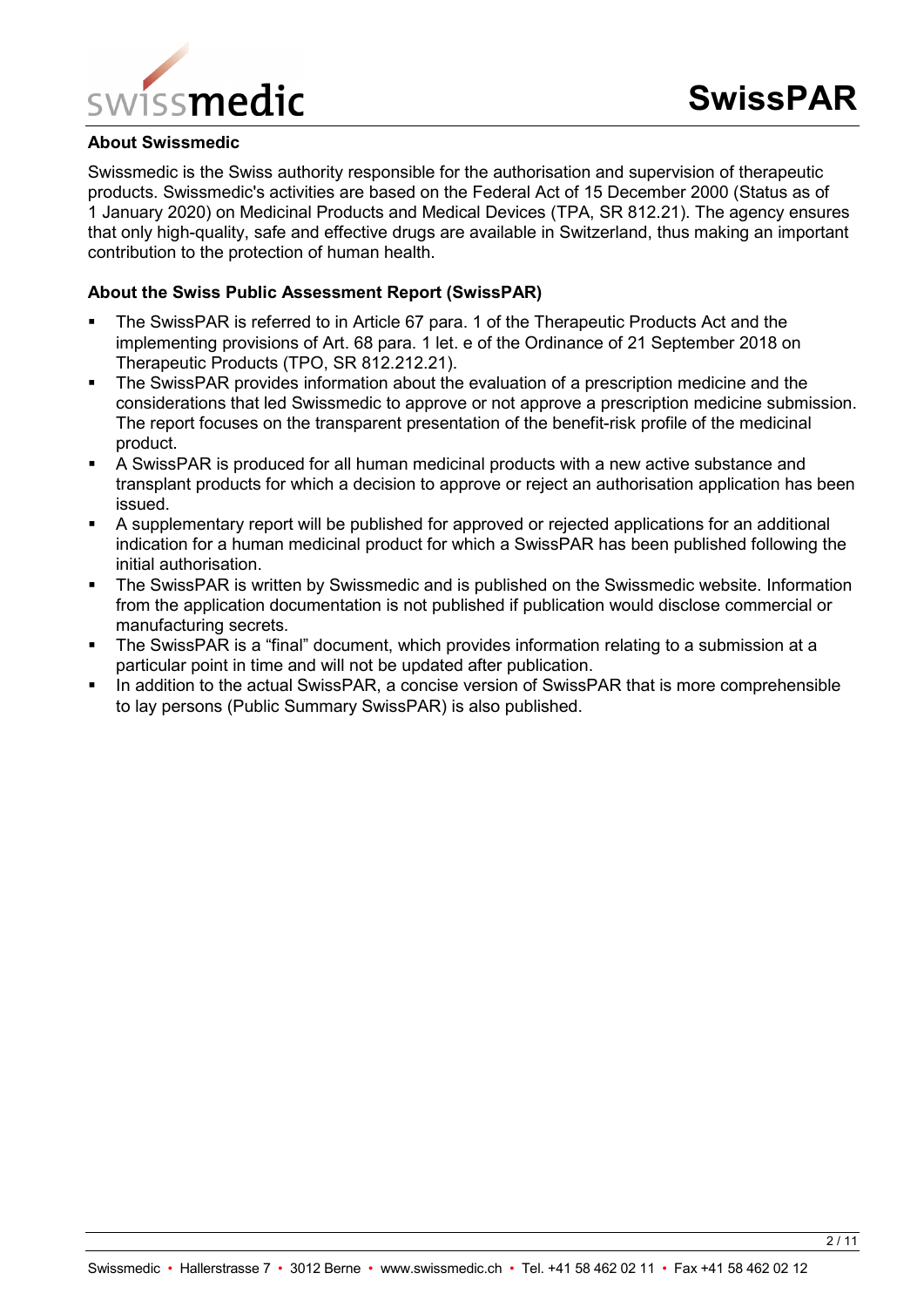## About Swissmedic

Swissmedic is the Swiss authority responsible for the authorisation and supervision of therapeutic products. Swissmedic's activities are based on the Federal Act of 15 December 2000 (Status as of 1 January 2020) on Medicinal Products and Medical Devices (TPA, SR 812.21). The agency ensures that only high-quality, safe and effective drugs are available in Switzerland, thus making an important contribution to the protection of human health.

## About the Swiss Public Assessment Report (SwissPAR)

- The SwissPAR is referred to in Article 67 para. 1 of the Therapeutic Products Act and the implementing provisions of Art. 68 para. 1 let. e of the Ordinance of 21 September 2018 on Therapeutic Products (TPO, SR 812.212.21).
- The SwissPAR provides information about the evaluation of a prescription medicine and the considerations that led Swissmedic to approve or not approve a prescription medicine submission. The report focuses on the transparent presentation of the benefit-risk profile of the medicinal product.
- A SwissPAR is produced for all human medicinal products with a new active substance and transplant products for which a decision to approve or reject an authorisation application has been issued.
- A supplementary report will be published for approved or rejected applications for an additional indication for a human medicinal product for which a SwissPAR has been published following the initial authorisation.
- The SwissPAR is written by Swissmedic and is published on the Swissmedic website. Information from the application documentation is not published if publication would disclose commercial or manufacturing secrets.
- The SwissPAR is a "final" document, which provides information relating to a submission at a particular point in time and will not be updated after publication.
- In addition to the actual SwissPAR, a concise version of SwissPAR that is more comprehensible to lay persons (Public Summary SwissPAR) is also published.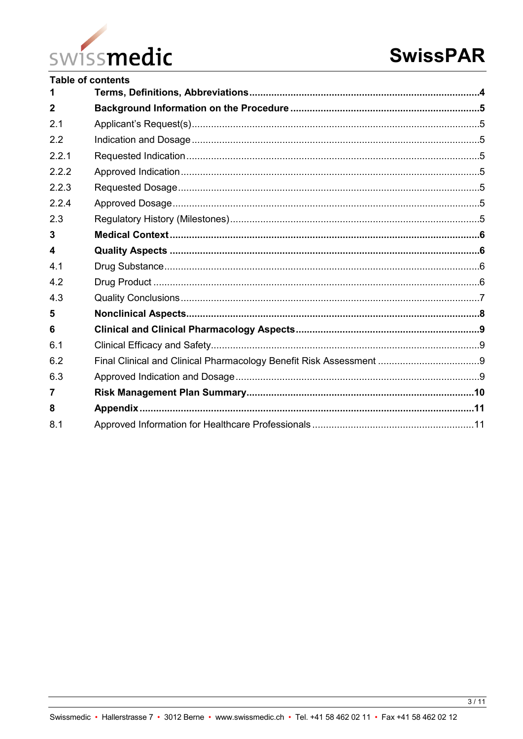**Table of contents**

| | | |
|---|---|---|
| **1** | **Terms, Definitions, Abbreviations** | **4** |
| **2** | **Background Information on the Procedure** | **5** |
| 2.1 | Applicant's Request(s) | 5 |
| 2.2 | Indication and Dosage | 5 |
| 2.2.1 | Requested Indication | 5 |
| 2.2.2 | Approved Indication | 5 |
| 2.2.3 | Requested Dosage | 5 |
| 2.2.4 | Approved Dosage | 5 |
| 2.3 | Regulatory History (Milestones) | 5 |
| **3** | **Medical Context** | **6** |
| **4** | **Quality Aspects** | **6** |
| 4.1 | Drug Substance | 6 |
| 4.2 | Drug Product | 6 |
| 4.3 | Quality Conclusions | 7 |
| **5** | **Nonclinical Aspects** | **8** |
| **6** | **Clinical and Clinical Pharmacology Aspects** | **9** |
| 6.1 | Clinical Efficacy and Safety | 9 |
| 6.2 | Final Clinical and Clinical Pharmacology Benefit Risk Assessment | 9 |
| 6.3 | Approved Indication and Dosage | 9 |
| **7** | **Risk Management Plan Summary** | **10** |
| **8** | **Appendix** | **11** |
| 8.1 | Approved Information for Healthcare Professionals | 11 |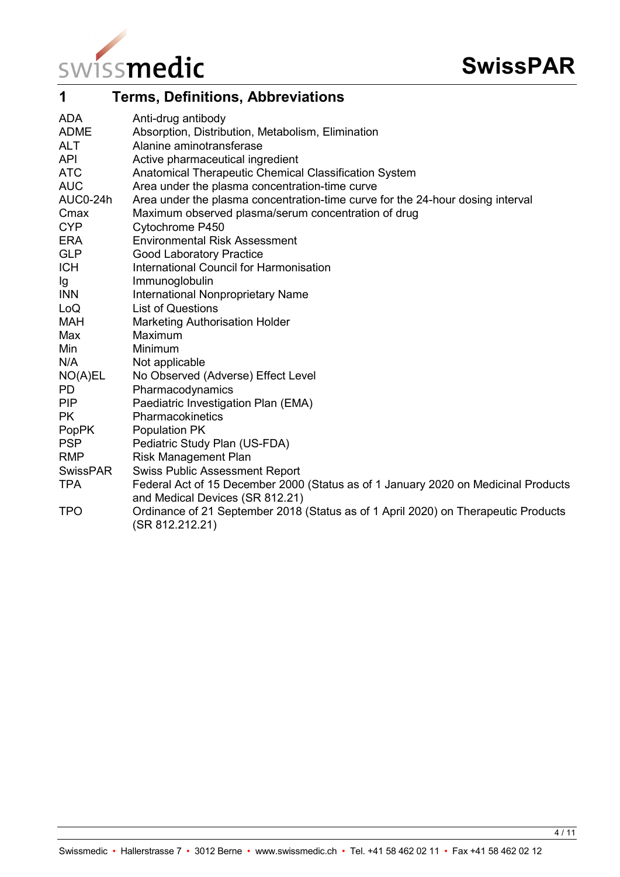# 1 Terms, Definitions, Abbreviations

| | |
|---|---|
| ADA | Anti-drug antibody |
| ADME | Absorption, Distribution, Metabolism, Elimination |
| ALT | Alanine aminotransferase |
| API | Active pharmaceutical ingredient |
| ATC | Anatomical Therapeutic Chemical Classification System |
| AUC | Area under the plasma concentration-time curve |
| AUC0-24h | Area under the plasma concentration-time curve for the 24-hour dosing interval |
| Cmax | Maximum observed plasma/serum concentration of drug |
| CYP | Cytochrome P450 |
| ERA | Environmental Risk Assessment |
| GLP | Good Laboratory Practice |
| ICH | International Council for Harmonisation |
| Ig | Immunoglobulin |
| INN | International Nonproprietary Name |
| LoQ | List of Questions |
| MAH | Marketing Authorisation Holder |
| Max | Maximum |
| Min | Minimum |
| N/A | Not applicable |
| NO(A)EL | No Observed (Adverse) Effect Level |
| PD | Pharmacodynamics |
| PIP | Paediatric Investigation Plan (EMA) |
| PK | Pharmacokinetics |
| PopPK | Population PK |
| PSP | Pediatric Study Plan (US-FDA) |
| RMP | Risk Management Plan |
| SwissPAR | Swiss Public Assessment Report |
| TPA | Federal Act of 15 December 2000 (Status as of 1 January 2020 on Medicinal Products and Medical Devices (SR 812.21) |
| TPO | Ordinance of 21 September 2018 (Status as of 1 April 2020) on Therapeutic Products (SR 812.212.21) |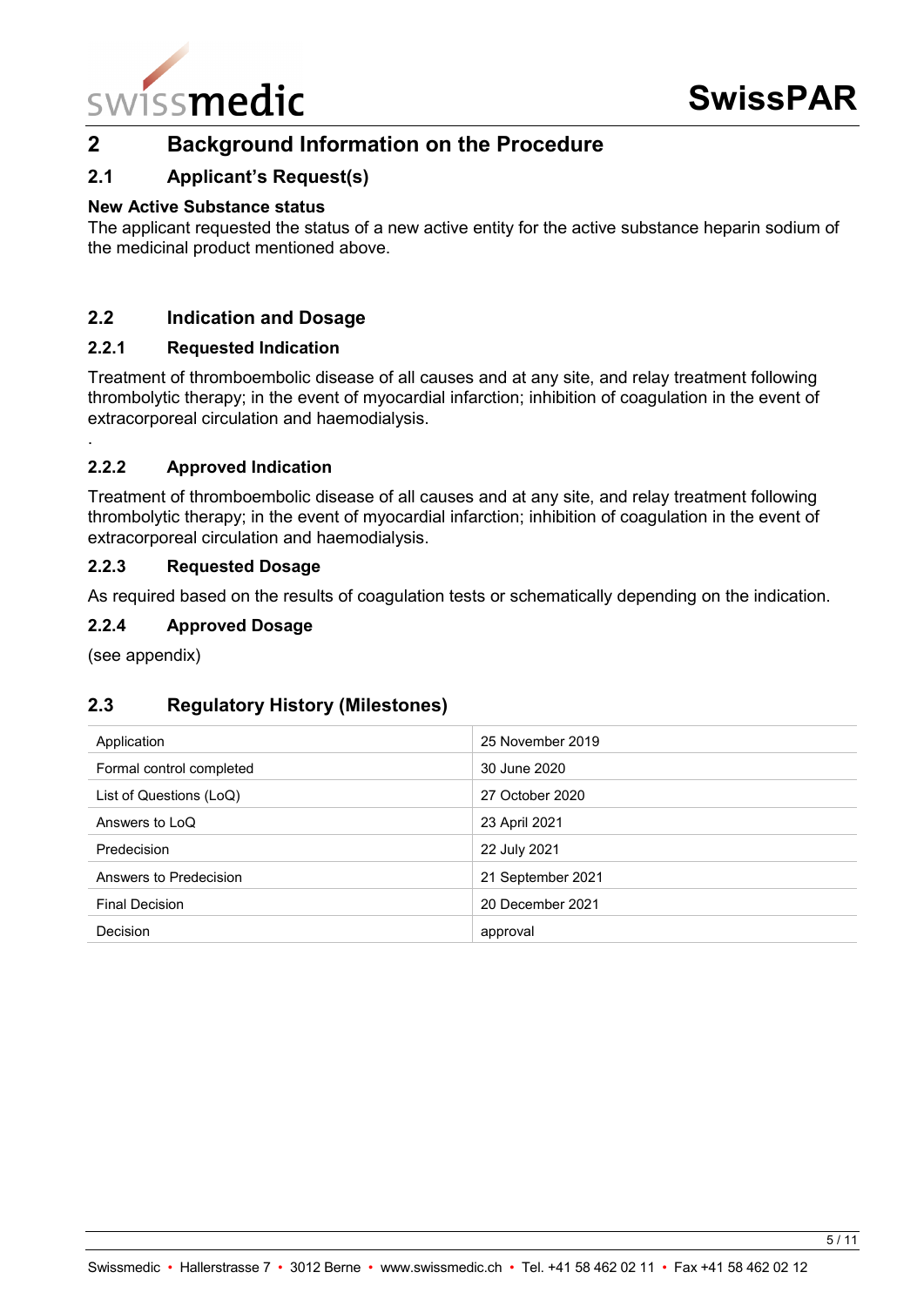## 2 Background Information on the Procedure

### 2.1 Applicant's Request(s)

**New Active Substance status**

The applicant requested the status of a new active entity for the active substance heparin sodium of the medicinal product mentioned above.

### 2.2 Indication and Dosage

#### 2.2.1 Requested Indication

Treatment of thromboembolic disease of all causes and at any site, and relay treatment following thrombolytic therapy; in the event of myocardial infarction; inhibition of coagulation in the event of extracorporeal circulation and haemodialysis.

.

#### 2.2.2 Approved Indication

Treatment of thromboembolic disease of all causes and at any site, and relay treatment following thrombolytic therapy; in the event of myocardial infarction; inhibition of coagulation in the event of extracorporeal circulation and haemodialysis.

#### 2.2.3 Requested Dosage

As required based on the results of coagulation tests or schematically depending on the indication.

#### 2.2.4 Approved Dosage

(see appendix)

### 2.3 Regulatory History (Milestones)

| | |
|---|---|
| Application | 25 November 2019 |
| Formal control completed | 30 June 2020 |
| List of Questions (LoQ) | 27 October 2020 |
| Answers to LoQ | 23 April 2021 |
| Predecision | 22 July 2021 |
| Answers to Predecision | 21 September 2021 |
| Final Decision | 20 December 2021 |
| Decision | approval |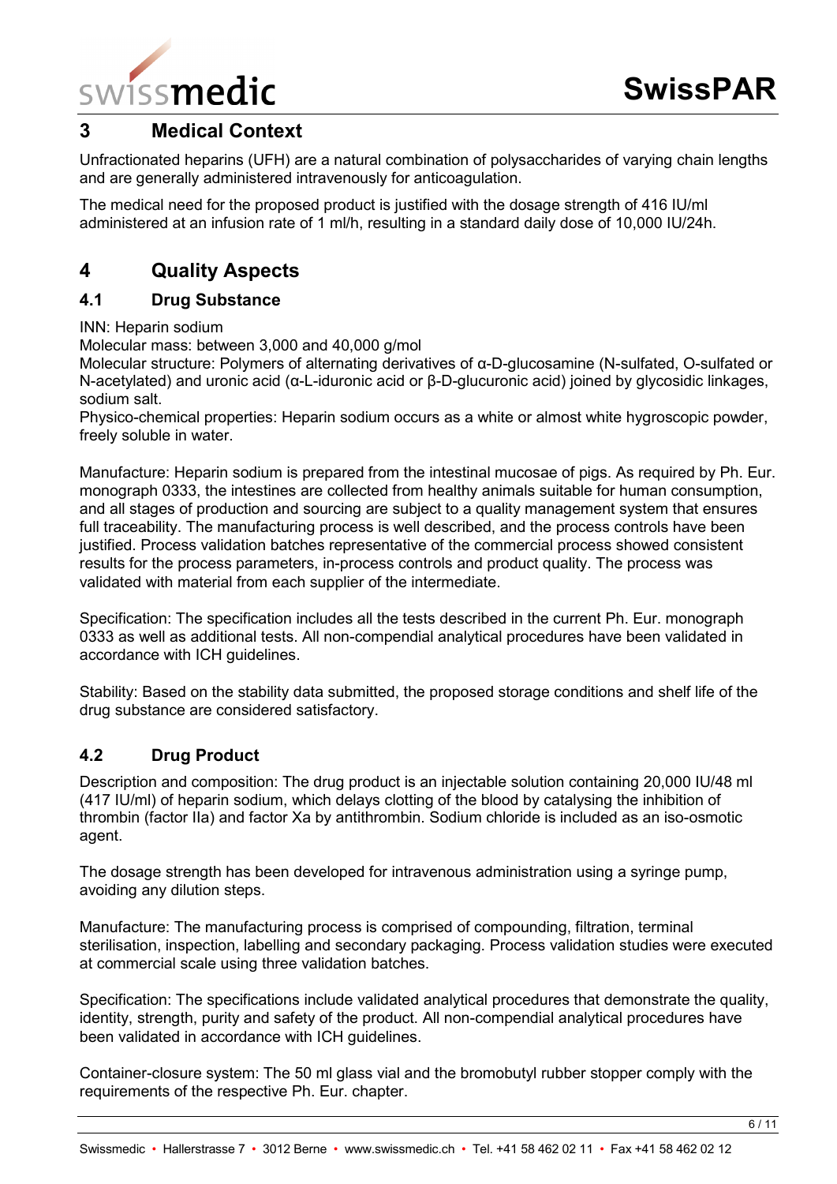## 3 Medical Context

Unfractionated heparins (UFH) are a natural combination of polysaccharides of varying chain lengths and are generally administered intravenously for anticoagulation.

The medical need for the proposed product is justified with the dosage strength of 416 IU/ml administered at an infusion rate of 1 ml/h, resulting in a standard daily dose of 10,000 IU/24h.

## 4 Quality Aspects

### 4.1 Drug Substance

INN: Heparin sodium
Molecular mass: between 3,000 and 40,000 g/mol
Molecular structure: Polymers of alternating derivatives of α-D-glucosamine (N-sulfated, O-sulfated or N-acetylated) and uronic acid (α-L-iduronic acid or β-D-glucuronic acid) joined by glycosidic linkages, sodium salt.
Physico-chemical properties: Heparin sodium occurs as a white or almost white hygroscopic powder, freely soluble in water.

Manufacture: Heparin sodium is prepared from the intestinal mucosae of pigs. As required by Ph. Eur. monograph 0333, the intestines are collected from healthy animals suitable for human consumption, and all stages of production and sourcing are subject to a quality management system that ensures full traceability. The manufacturing process is well described, and the process controls have been justified. Process validation batches representative of the commercial process showed consistent results for the process parameters, in-process controls and product quality. The process was validated with material from each supplier of the intermediate.

Specification: The specification includes all the tests described in the current Ph. Eur. monograph 0333 as well as additional tests. All non-compendial analytical procedures have been validated in accordance with ICH guidelines.

Stability: Based on the stability data submitted, the proposed storage conditions and shelf life of the drug substance are considered satisfactory.

### 4.2 Drug Product

Description and composition: The drug product is an injectable solution containing 20,000 IU/48 ml (417 IU/ml) of heparin sodium, which delays clotting of the blood by catalysing the inhibition of thrombin (factor IIa) and factor Xa by antithrombin. Sodium chloride is included as an iso-osmotic agent.

The dosage strength has been developed for intravenous administration using a syringe pump, avoiding any dilution steps.

Manufacture: The manufacturing process is comprised of compounding, filtration, terminal sterilisation, inspection, labelling and secondary packaging. Process validation studies were executed at commercial scale using three validation batches.

Specification: The specifications include validated analytical procedures that demonstrate the quality, identity, strength, purity and safety of the product. All non-compendial analytical procedures have been validated in accordance with ICH guidelines.

Container-closure system: The 50 ml glass vial and the bromobutyl rubber stopper comply with the requirements of the respective Ph. Eur. chapter.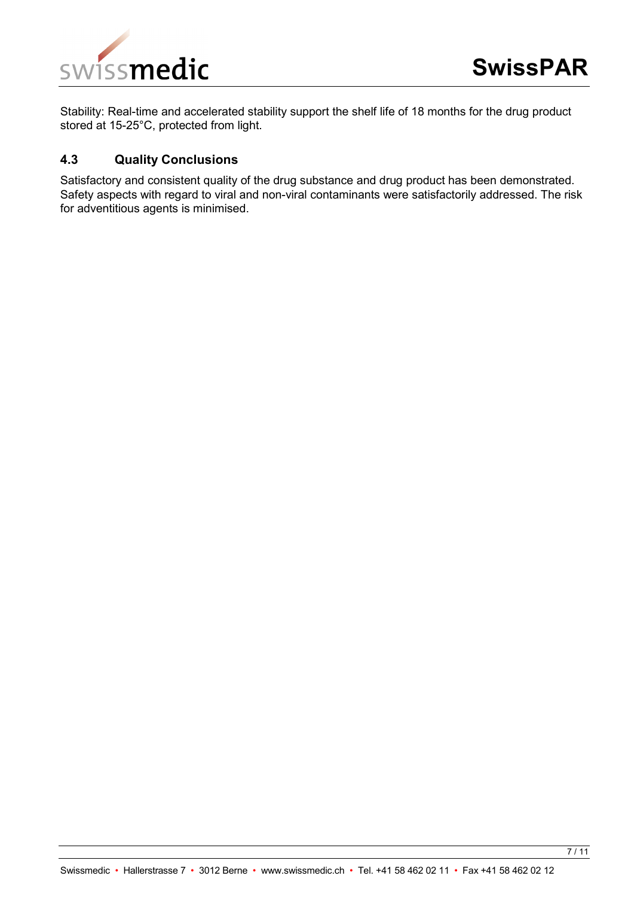Stability: Real-time and accelerated stability support the shelf life of 18 months for the drug product stored at 15-25°C, protected from light.

### 4.3 Quality Conclusions

Satisfactory and consistent quality of the drug substance and drug product has been demonstrated. Safety aspects with regard to viral and non-viral contaminants were satisfactorily addressed. The risk for adventitious agents is minimised.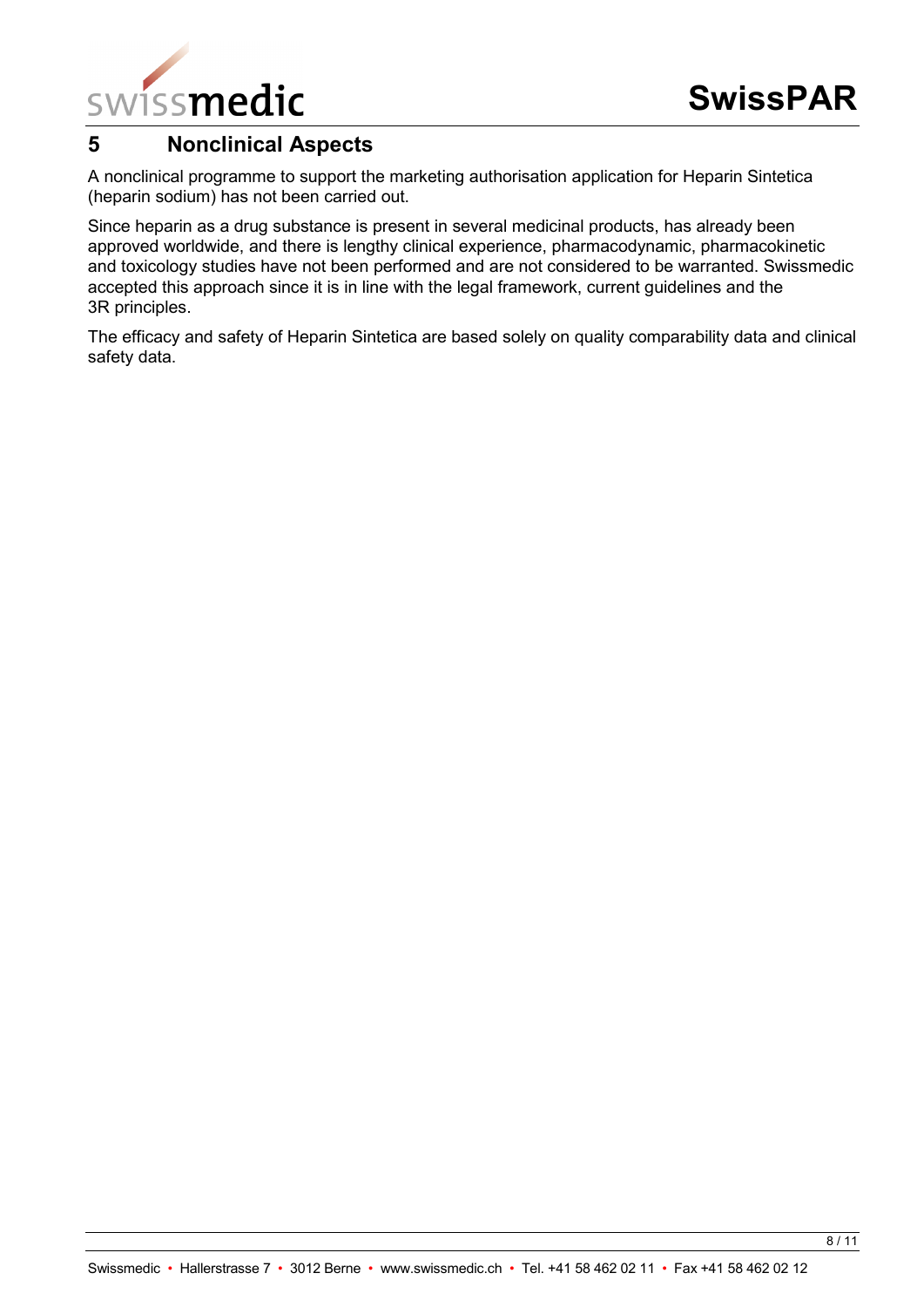## 5 Nonclinical Aspects

A nonclinical programme to support the marketing authorisation application for Heparin Sintetica (heparin sodium) has not been carried out.

Since heparin as a drug substance is present in several medicinal products, has already been approved worldwide, and there is lengthy clinical experience, pharmacodynamic, pharmacokinetic and toxicology studies have not been performed and are not considered to be warranted. Swissmedic accepted this approach since it is in line with the legal framework, current guidelines and the 3R principles.

The efficacy and safety of Heparin Sintetica are based solely on quality comparability data and clinical safety data.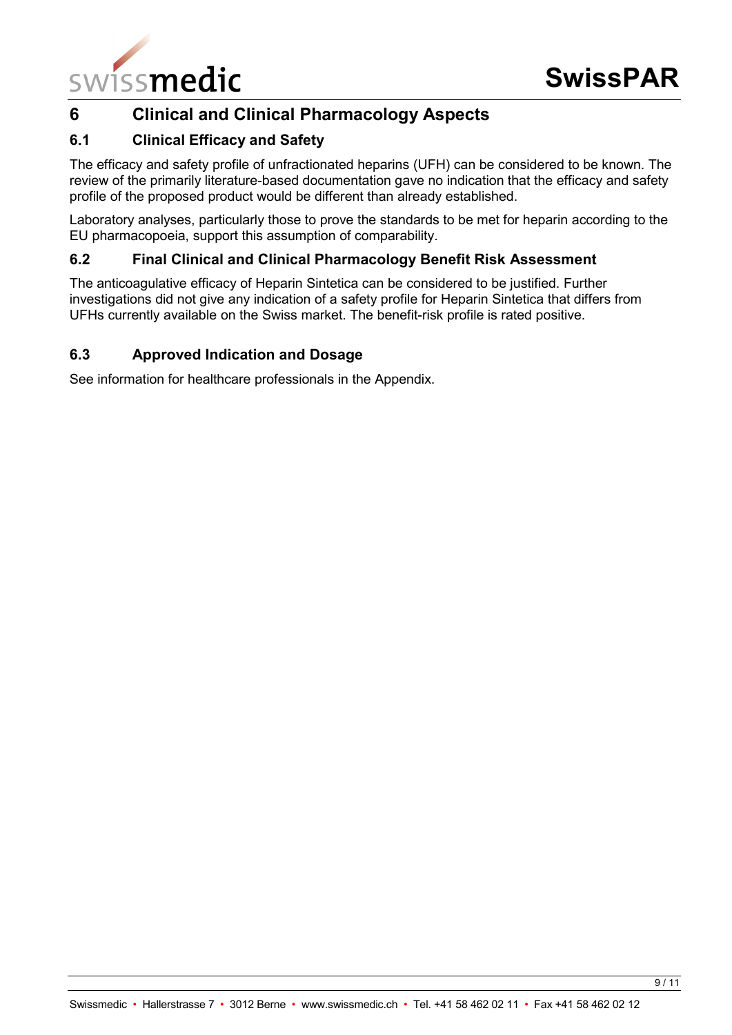# 6 Clinical and Clinical Pharmacology Aspects

## 6.1 Clinical Efficacy and Safety

The efficacy and safety profile of unfractionated heparins (UFH) can be considered to be known. The review of the primarily literature-based documentation gave no indication that the efficacy and safety profile of the proposed product would be different than already established.

Laboratory analyses, particularly those to prove the standards to be met for heparin according to the EU pharmacopoeia, support this assumption of comparability.

## 6.2 Final Clinical and Clinical Pharmacology Benefit Risk Assessment

The anticoagulative efficacy of Heparin Sintetica can be considered to be justified. Further investigations did not give any indication of a safety profile for Heparin Sintetica that differs from UFHs currently available on the Swiss market. The benefit-risk profile is rated positive.

## 6.3 Approved Indication and Dosage

See information for healthcare professionals in the Appendix.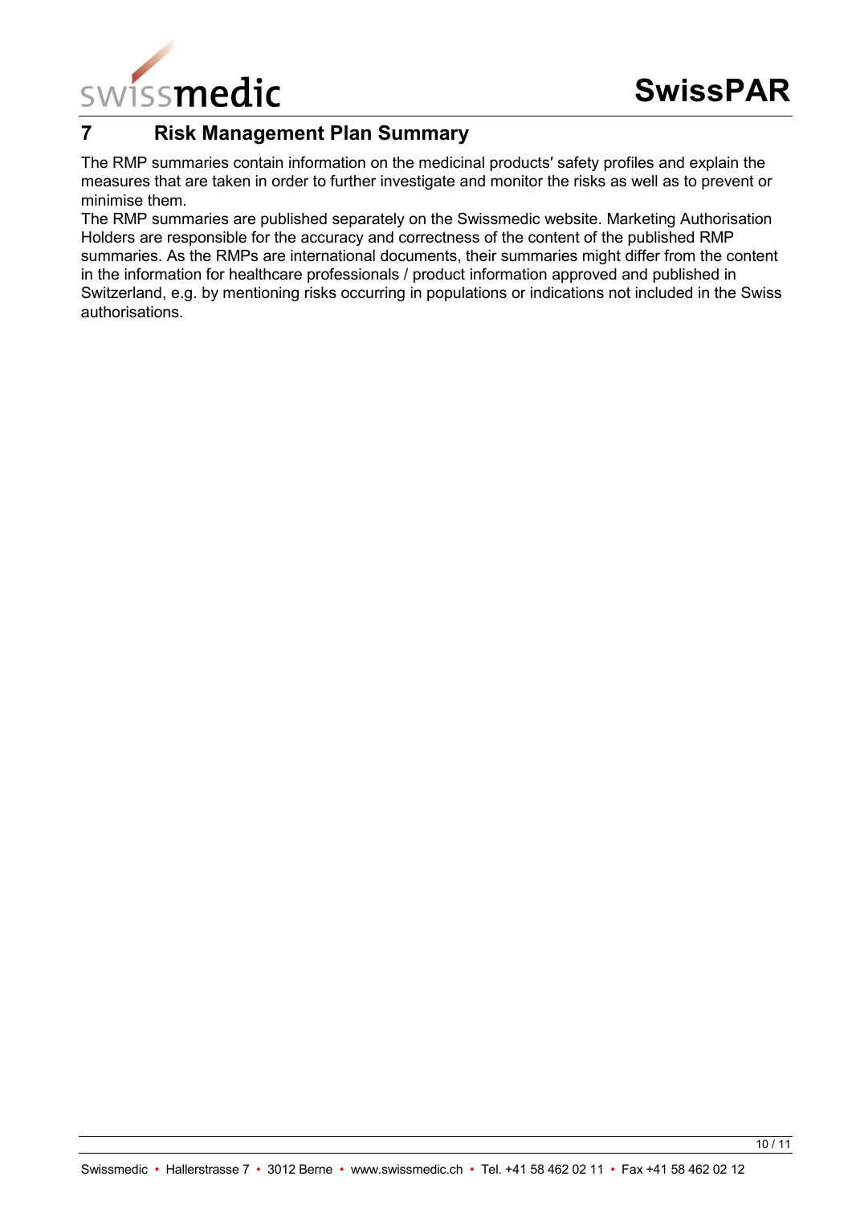# 7 Risk Management Plan Summary

The RMP summaries contain information on the medicinal products′ safety profiles and explain the measures that are taken in order to further investigate and monitor the risks as well as to prevent or minimise them.

The RMP summaries are published separately on the Swissmedic website. Marketing Authorisation Holders are responsible for the accuracy and correctness of the content of the published RMP summaries. As the RMPs are international documents, their summaries might differ from the content in the information for healthcare professionals / product information approved and published in Switzerland, e.g. by mentioning risks occurring in populations or indications not included in the Swiss authorisations.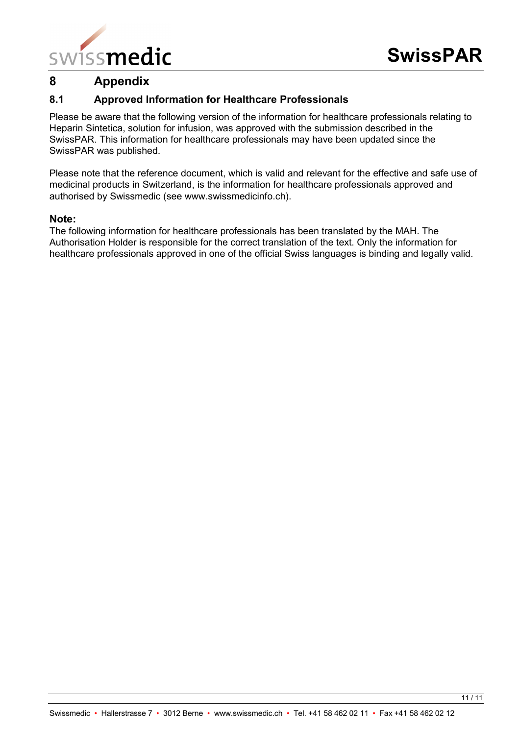# 8 Appendix

## 8.1 Approved Information for Healthcare Professionals

Please be aware that the following version of the information for healthcare professionals relating to Heparin Sintetica, solution for infusion, was approved with the submission described in the SwissPAR. This information for healthcare professionals may have been updated since the SwissPAR was published.

Please note that the reference document, which is valid and relevant for the effective and safe use of medicinal products in Switzerland, is the information for healthcare professionals approved and authorised by Swissmedic (see www.swissmedicinfo.ch).

**Note:**
The following information for healthcare professionals has been translated by the MAH. The Authorisation Holder is responsible for the correct translation of the text. Only the information for healthcare professionals approved in one of the official Swiss languages is binding and legally valid.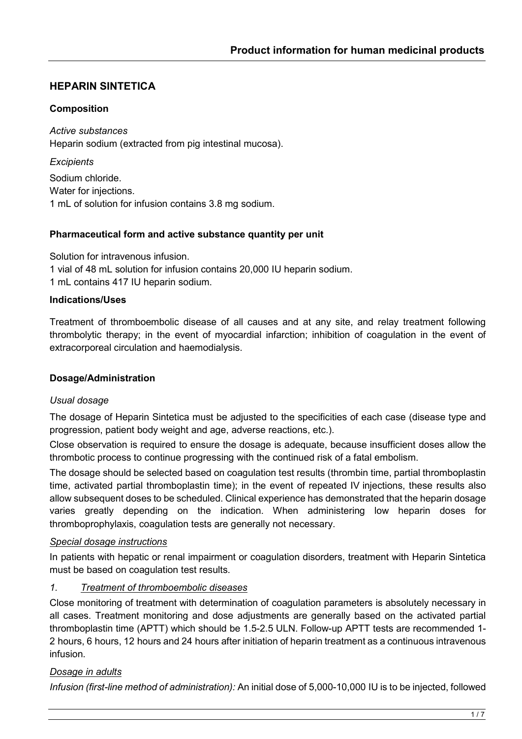# HEPARIN SINTETICA

## Composition

*Active substances*

Heparin sodium (extracted from pig intestinal mucosa).

*Excipients*

Sodium chloride.
Water for injections.
1 mL of solution for infusion contains 3.8 mg sodium.

## Pharmaceutical form and active substance quantity per unit

Solution for intravenous infusion.
1 vial of 48 mL solution for infusion contains 20,000 IU heparin sodium.
1 mL contains 417 IU heparin sodium.

## Indications/Uses

Treatment of thromboembolic disease of all causes and at any site, and relay treatment following thrombolytic therapy; in the event of myocardial infarction; inhibition of coagulation in the event of extracorporeal circulation and haemodialysis.

## Dosage/Administration

*Usual dosage*

The dosage of Heparin Sintetica must be adjusted to the specificities of each case (disease type and progression, patient body weight and age, adverse reactions, etc.).

Close observation is required to ensure the dosage is adequate, because insufficient doses allow the thrombotic process to continue progressing with the continued risk of a fatal embolism.

The dosage should be selected based on coagulation test results (thrombin time, partial thromboplastin time, activated partial thromboplastin time); in the event of repeated IV injections, these results also allow subsequent doses to be scheduled. Clinical experience has demonstrated that the heparin dosage varies greatly depending on the indication. When administering low heparin doses for thromboprophylaxis, coagulation tests are generally not necessary.

*Special dosage instructions*

In patients with hepatic or renal impairment or coagulation disorders, treatment with Heparin Sintetica must be based on coagulation test results.

*1. Treatment of thromboembolic diseases*

Close monitoring of treatment with determination of coagulation parameters is absolutely necessary in all cases. Treatment monitoring and dose adjustments are generally based on the activated partial thromboplastin time (APTT) which should be 1.5-2.5 ULN. Follow-up APTT tests are recommended 1-2 hours, 6 hours, 12 hours and 24 hours after initiation of heparin treatment as a continuous intravenous infusion.

*Dosage in adults*

*Infusion (first-line method of administration):* An initial dose of 5,000-10,000 IU is to be injected, followed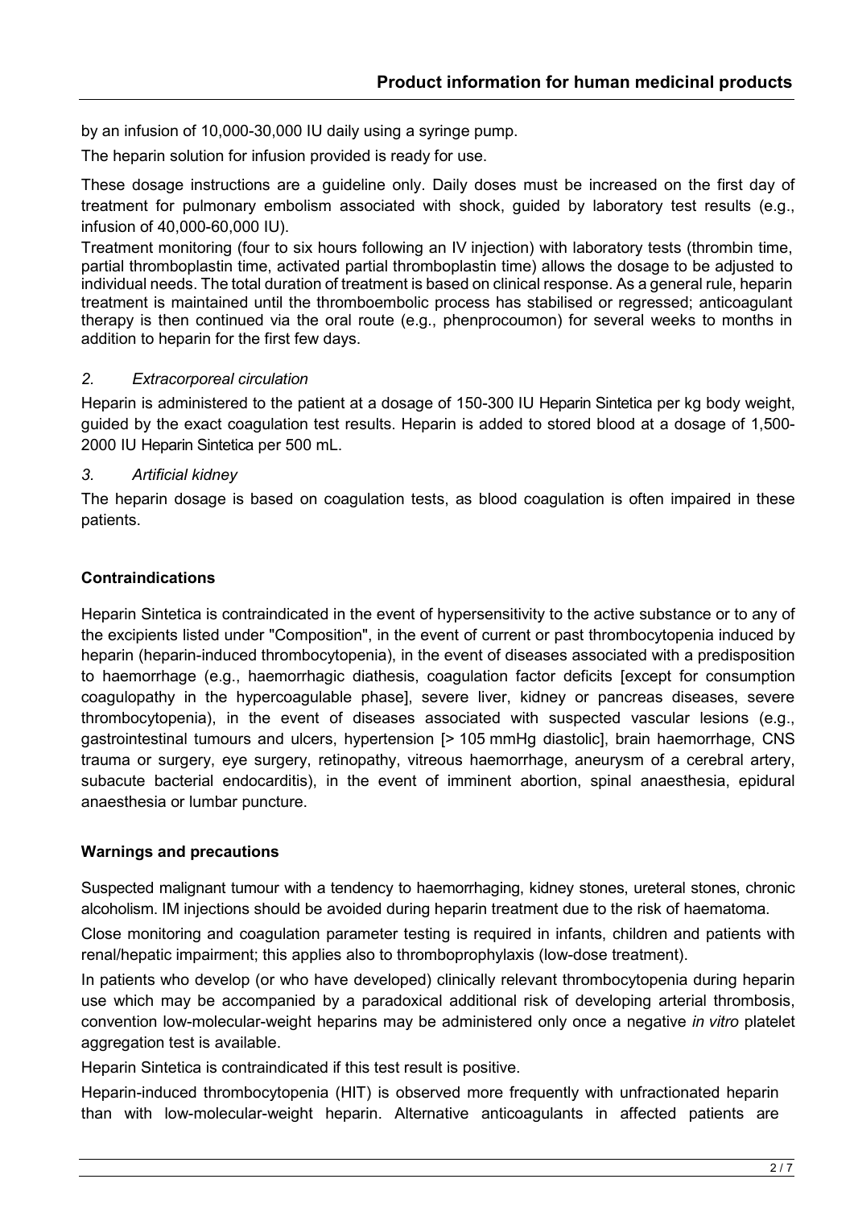by an infusion of 10,000-30,000 IU daily using a syringe pump.

The heparin solution for infusion provided is ready for use.

These dosage instructions are a guideline only. Daily doses must be increased on the first day of treatment for pulmonary embolism associated with shock, guided by laboratory test results (e.g., infusion of 40,000-60,000 IU).

Treatment monitoring (four to six hours following an IV injection) with laboratory tests (thrombin time, partial thromboplastin time, activated partial thromboplastin time) allows the dosage to be adjusted to individual needs. The total duration of treatment is based on clinical response. As a general rule, heparin treatment is maintained until the thromboembolic process has stabilised or regressed; anticoagulant therapy is then continued via the oral route (e.g., phenprocoumon) for several weeks to months in addition to heparin for the first few days.

*2. Extracorporeal circulation*

Heparin is administered to the patient at a dosage of 150-300 IU Heparin Sintetica per kg body weight, guided by the exact coagulation test results. Heparin is added to stored blood at a dosage of 1,500-2000 IU Heparin Sintetica per 500 mL.

*3. Artificial kidney*

The heparin dosage is based on coagulation tests, as blood coagulation is often impaired in these patients.

**Contraindications**

Heparin Sintetica is contraindicated in the event of hypersensitivity to the active substance or to any of the excipients listed under "Composition", in the event of current or past thrombocytopenia induced by heparin (heparin-induced thrombocytopenia), in the event of diseases associated with a predisposition to haemorrhage (e.g., haemorrhagic diathesis, coagulation factor deficits [except for consumption coagulopathy in the hypercoagulable phase], severe liver, kidney or pancreas diseases, severe thrombocytopenia), in the event of diseases associated with suspected vascular lesions (e.g., gastrointestinal tumours and ulcers, hypertension [> 105 mmHg diastolic], brain haemorrhage, CNS trauma or surgery, eye surgery, retinopathy, vitreous haemorrhage, aneurysm of a cerebral artery, subacute bacterial endocarditis), in the event of imminent abortion, spinal anaesthesia, epidural anaesthesia or lumbar puncture.

**Warnings and precautions**

Suspected malignant tumour with a tendency to haemorrhaging, kidney stones, ureteral stones, chronic alcoholism. IM injections should be avoided during heparin treatment due to the risk of haematoma.

Close monitoring and coagulation parameter testing is required in infants, children and patients with renal/hepatic impairment; this applies also to thromboprophylaxis (low-dose treatment).

In patients who develop (or who have developed) clinically relevant thrombocytopenia during heparin use which may be accompanied by a paradoxical additional risk of developing arterial thrombosis, convention low-molecular-weight heparins may be administered only once a negative *in vitro* platelet aggregation test is available.

Heparin Sintetica is contraindicated if this test result is positive.

Heparin-induced thrombocytopenia (HIT) is observed more frequently with unfractionated heparin than with low-molecular-weight heparin. Alternative anticoagulants in affected patients are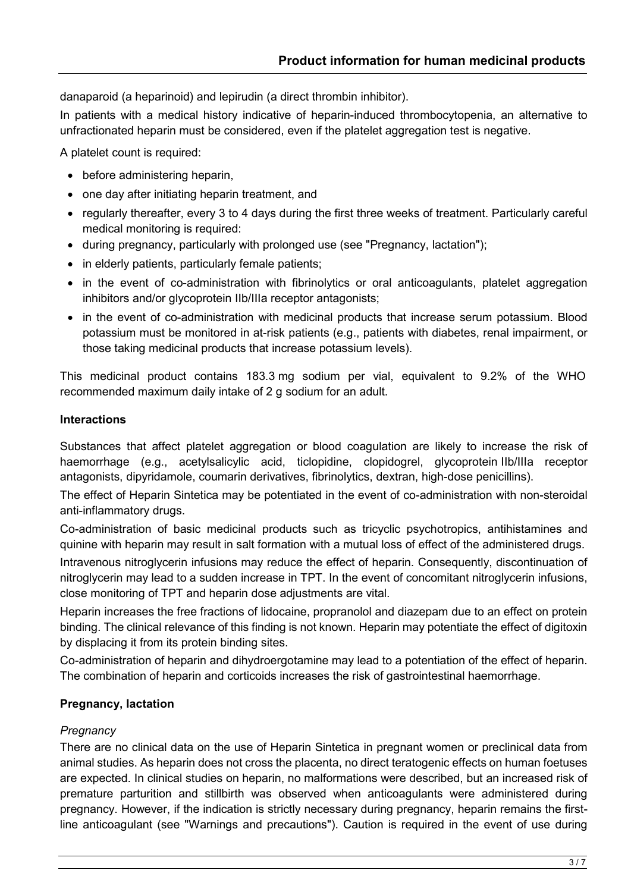danaparoid (a heparinoid) and lepirudin (a direct thrombin inhibitor).

In patients with a medical history indicative of heparin-induced thrombocytopenia, an alternative to unfractionated heparin must be considered, even if the platelet aggregation test is negative.

A platelet count is required:

- before administering heparin,
- one day after initiating heparin treatment, and
- regularly thereafter, every 3 to 4 days during the first three weeks of treatment. Particularly careful medical monitoring is required:
- during pregnancy, particularly with prolonged use (see "Pregnancy, lactation");
- in elderly patients, particularly female patients;
- in the event of co-administration with fibrinolytics or oral anticoagulants, platelet aggregation inhibitors and/or glycoprotein IIb/IIIa receptor antagonists;
- in the event of co-administration with medicinal products that increase serum potassium. Blood potassium must be monitored in at-risk patients (e.g., patients with diabetes, renal impairment, or those taking medicinal products that increase potassium levels).

This medicinal product contains 183.3 mg sodium per vial, equivalent to 9.2% of the WHO recommended maximum daily intake of 2 g sodium for an adult.

**Interactions**

Substances that affect platelet aggregation or blood coagulation are likely to increase the risk of haemorrhage (e.g., acetylsalicylic acid, ticlopidine, clopidogrel, glycoprotein IIb/IIIa receptor antagonists, dipyridamole, coumarin derivatives, fibrinolytics, dextran, high-dose penicillins).

The effect of Heparin Sintetica may be potentiated in the event of co-administration with non-steroidal anti-inflammatory drugs.

Co-administration of basic medicinal products such as tricyclic psychotropics, antihistamines and quinine with heparin may result in salt formation with a mutual loss of effect of the administered drugs.

Intravenous nitroglycerin infusions may reduce the effect of heparin. Consequently, discontinuation of nitroglycerin may lead to a sudden increase in TPT. In the event of concomitant nitroglycerin infusions, close monitoring of TPT and heparin dose adjustments are vital.

Heparin increases the free fractions of lidocaine, propranolol and diazepam due to an effect on protein binding. The clinical relevance of this finding is not known. Heparin may potentiate the effect of digitoxin by displacing it from its protein binding sites.

Co-administration of heparin and dihydroergotamine may lead to a potentiation of the effect of heparin. The combination of heparin and corticoids increases the risk of gastrointestinal haemorrhage.

**Pregnancy, lactation**

*Pregnancy*

There are no clinical data on the use of Heparin Sintetica in pregnant women or preclinical data from animal studies. As heparin does not cross the placenta, no direct teratogenic effects on human foetuses are expected. In clinical studies on heparin, no malformations were described, but an increased risk of premature parturition and stillbirth was observed when anticoagulants were administered during pregnancy. However, if the indication is strictly necessary during pregnancy, heparin remains the first-line anticoagulant (see "Warnings and precautions"). Caution is required in the event of use during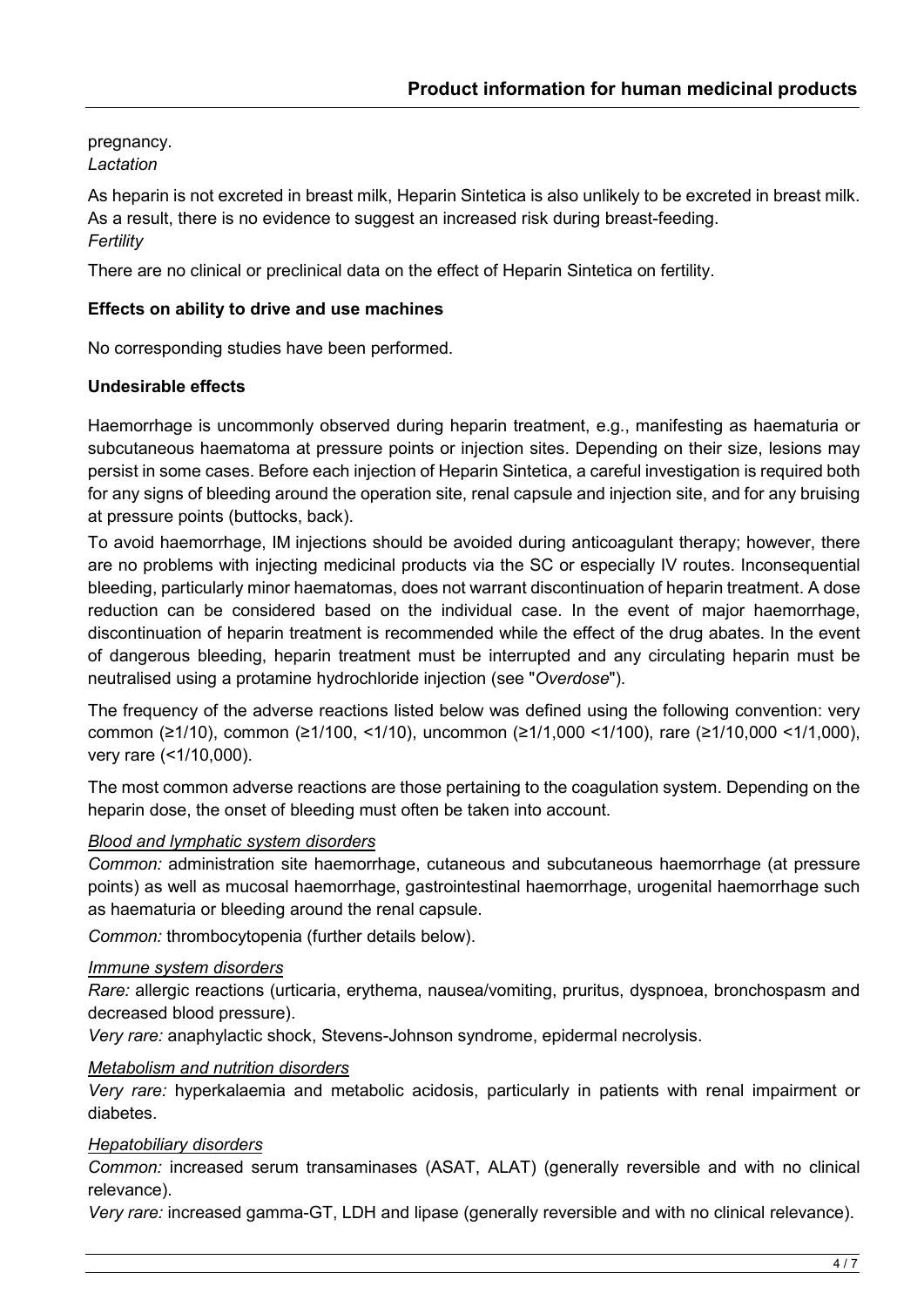pregnancy.

*Lactation*

As heparin is not excreted in breast milk, Heparin Sintetica is also unlikely to be excreted in breast milk. As a result, there is no evidence to suggest an increased risk during breast-feeding.

*Fertility*

There are no clinical or preclinical data on the effect of Heparin Sintetica on fertility.

**Effects on ability to drive and use machines**

No corresponding studies have been performed.

**Undesirable effects**

Haemorrhage is uncommonly observed during heparin treatment, e.g., manifesting as haematuria or subcutaneous haematoma at pressure points or injection sites. Depending on their size, lesions may persist in some cases. Before each injection of Heparin Sintetica, a careful investigation is required both for any signs of bleeding around the operation site, renal capsule and injection site, and for any bruising at pressure points (buttocks, back).

To avoid haemorrhage, IM injections should be avoided during anticoagulant therapy; however, there are no problems with injecting medicinal products via the SC or especially IV routes. Inconsequential bleeding, particularly minor haematomas, does not warrant discontinuation of heparin treatment. A dose reduction can be considered based on the individual case. In the event of major haemorrhage, discontinuation of heparin treatment is recommended while the effect of the drug abates. In the event of dangerous bleeding, heparin treatment must be interrupted and any circulating heparin must be neutralised using a protamine hydrochloride injection (see "*Overdose*").

The frequency of the adverse reactions listed below was defined using the following convention: very common (≥1/10), common (≥1/100, <1/10), uncommon (≥1/1,000 <1/100), rare (≥1/10,000 <1/1,000), very rare (<1/10,000).

The most common adverse reactions are those pertaining to the coagulation system. Depending on the heparin dose, the onset of bleeding must often be taken into account.

*Blood and lymphatic system disorders*

*Common:* administration site haemorrhage, cutaneous and subcutaneous haemorrhage (at pressure points) as well as mucosal haemorrhage, gastrointestinal haemorrhage, urogenital haemorrhage such as haematuria or bleeding around the renal capsule.

*Common:* thrombocytopenia (further details below).

*Immune system disorders*

*Rare:* allergic reactions (urticaria, erythema, nausea/vomiting, pruritus, dyspnoea, bronchospasm and decreased blood pressure).

*Very rare:* anaphylactic shock, Stevens-Johnson syndrome, epidermal necrolysis.

*Metabolism and nutrition disorders*

*Very rare:* hyperkalaemia and metabolic acidosis, particularly in patients with renal impairment or diabetes.

*Hepatobiliary disorders*

*Common:* increased serum transaminases (ASAT, ALAT) (generally reversible and with no clinical relevance).

*Very rare:* increased gamma-GT, LDH and lipase (generally reversible and with no clinical relevance).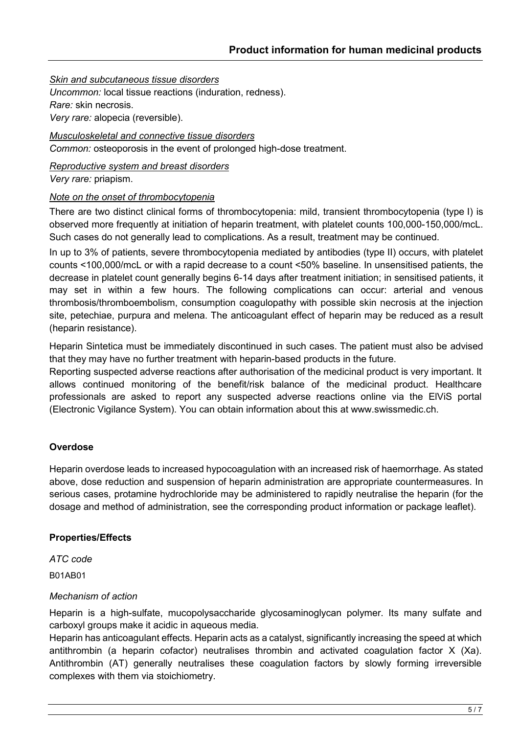*Skin and subcutaneous tissue disorders*

*Uncommon:* local tissue reactions (induration, redness).

*Rare:* skin necrosis.

*Very rare:* alopecia (reversible).

*Musculoskeletal and connective tissue disorders*

*Common:* osteoporosis in the event of prolonged high-dose treatment.

*Reproductive system and breast disorders*

*Very rare:* priapism.

*Note on the onset of thrombocytopenia*

There are two distinct clinical forms of thrombocytopenia: mild, transient thrombocytopenia (type I) is observed more frequently at initiation of heparin treatment, with platelet counts 100,000-150,000/mcL. Such cases do not generally lead to complications. As a result, treatment may be continued.

In up to 3% of patients, severe thrombocytopenia mediated by antibodies (type II) occurs, with platelet counts <100,000/mcL or with a rapid decrease to a count <50% baseline. In unsensitised patients, the decrease in platelet count generally begins 6-14 days after treatment initiation; in sensitised patients, it may set in within a few hours. The following complications can occur: arterial and venous thrombosis/thromboembolism, consumption coagulopathy with possible skin necrosis at the injection site, petechiae, purpura and melena. The anticoagulant effect of heparin may be reduced as a result (heparin resistance).

Heparin Sintetica must be immediately discontinued in such cases. The patient must also be advised that they may have no further treatment with heparin-based products in the future.

Reporting suspected adverse reactions after authorisation of the medicinal product is very important. It allows continued monitoring of the benefit/risk balance of the medicinal product. Healthcare professionals are asked to report any suspected adverse reactions online via the ElViS portal (Electronic Vigilance System). You can obtain information about this at www.swissmedic.ch.

**Overdose**

Heparin overdose leads to increased hypocoagulation with an increased risk of haemorrhage. As stated above, dose reduction and suspension of heparin administration are appropriate countermeasures. In serious cases, protamine hydrochloride may be administered to rapidly neutralise the heparin (for the dosage and method of administration, see the corresponding product information or package leaflet).

**Properties/Effects**

*ATC code*

B01AB01

*Mechanism of action*

Heparin is a high-sulfate, mucopolysaccharide glycosaminoglycan polymer. Its many sulfate and carboxyl groups make it acidic in aqueous media.

Heparin has anticoagulant effects. Heparin acts as a catalyst, significantly increasing the speed at which antithrombin (a heparin cofactor) neutralises thrombin and activated coagulation factor X (Xa). Antithrombin (AT) generally neutralises these coagulation factors by slowly forming irreversible complexes with them via stoichiometry.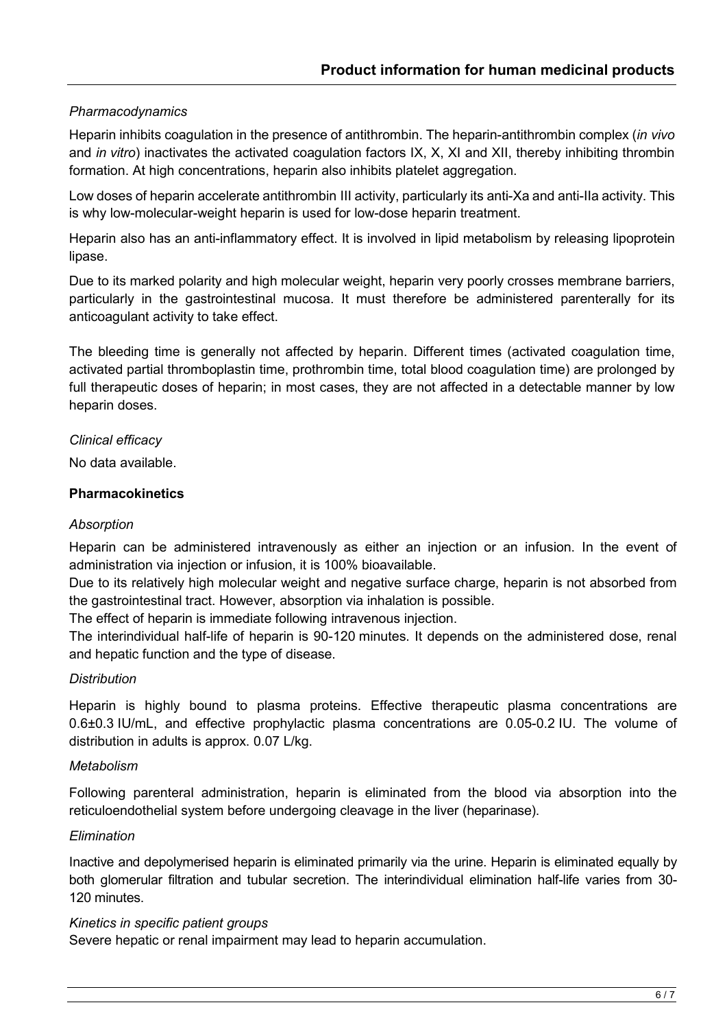*Pharmacodynamics*

Heparin inhibits coagulation in the presence of antithrombin. The heparin-antithrombin complex (*in vivo* and *in vitro*) inactivates the activated coagulation factors IX, X, XI and XII, thereby inhibiting thrombin formation. At high concentrations, heparin also inhibits platelet aggregation.

Low doses of heparin accelerate antithrombin III activity, particularly its anti-Xa and anti-IIa activity. This is why low-molecular-weight heparin is used for low-dose heparin treatment.

Heparin also has an anti-inflammatory effect. It is involved in lipid metabolism by releasing lipoprotein lipase.

Due to its marked polarity and high molecular weight, heparin very poorly crosses membrane barriers, particularly in the gastrointestinal mucosa. It must therefore be administered parenterally for its anticoagulant activity to take effect.

The bleeding time is generally not affected by heparin. Different times (activated coagulation time, activated partial thromboplastin time, prothrombin time, total blood coagulation time) are prolonged by full therapeutic doses of heparin; in most cases, they are not affected in a detectable manner by low heparin doses.

*Clinical efficacy*

No data available.

**Pharmacokinetics**

*Absorption*

Heparin can be administered intravenously as either an injection or an infusion. In the event of administration via injection or infusion, it is 100% bioavailable.
Due to its relatively high molecular weight and negative surface charge, heparin is not absorbed from the gastrointestinal tract. However, absorption via inhalation is possible.
The effect of heparin is immediate following intravenous injection.
The interindividual half-life of heparin is 90-120 minutes. It depends on the administered dose, renal and hepatic function and the type of disease.

*Distribution*

Heparin is highly bound to plasma proteins. Effective therapeutic plasma concentrations are 0.6±0.3 IU/mL, and effective prophylactic plasma concentrations are 0.05-0.2 IU. The volume of distribution in adults is approx. 0.07 L/kg.

*Metabolism*

Following parenteral administration, heparin is eliminated from the blood via absorption into the reticuloendothelial system before undergoing cleavage in the liver (heparinase).

*Elimination*

Inactive and depolymerised heparin is eliminated primarily via the urine. Heparin is eliminated equally by both glomerular filtration and tubular secretion. The interindividual elimination half-life varies from 30-120 minutes.

*Kinetics in specific patient groups*

Severe hepatic or renal impairment may lead to heparin accumulation.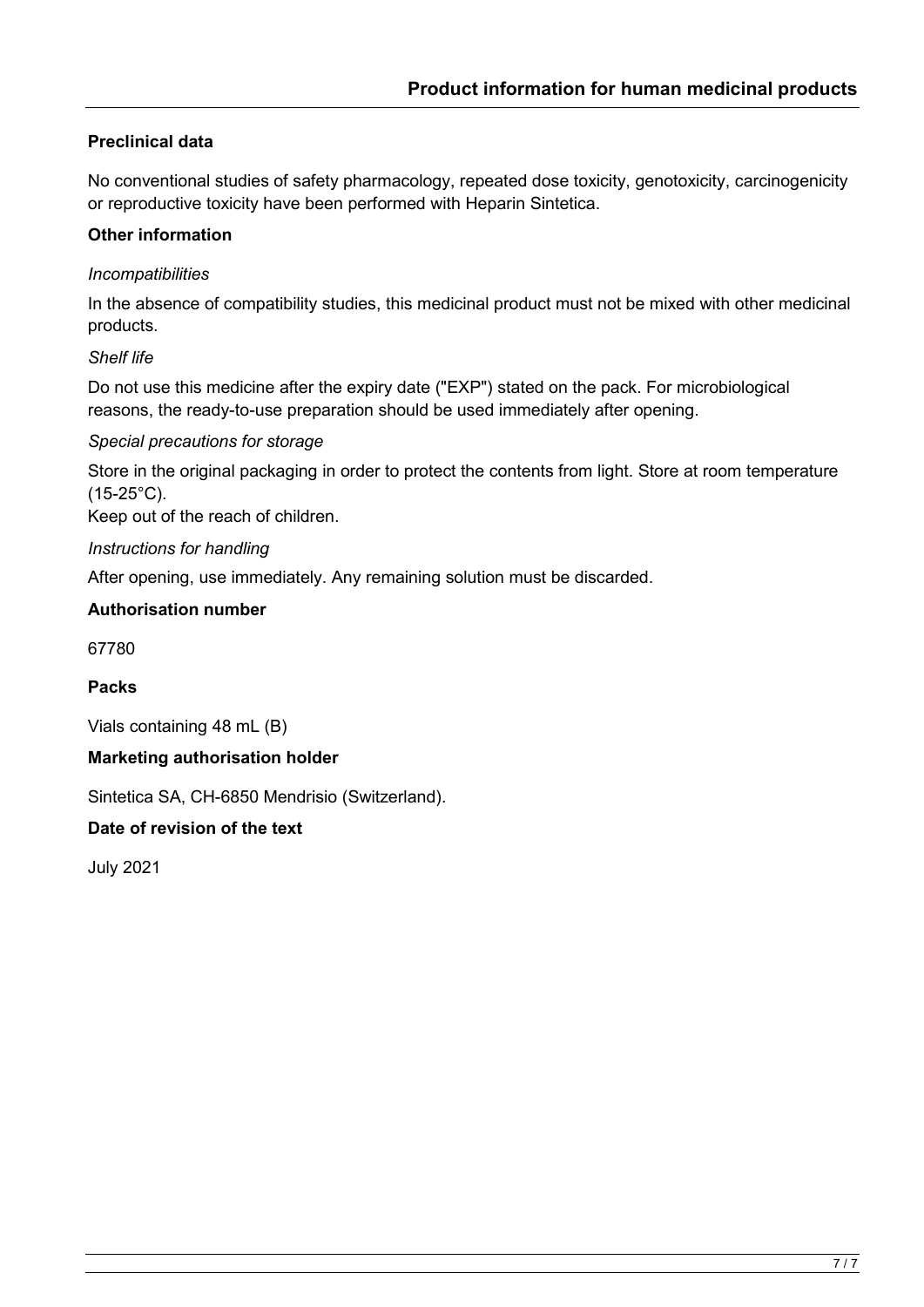**Preclinical data**

No conventional studies of safety pharmacology, repeated dose toxicity, genotoxicity, carcinogenicity or reproductive toxicity have been performed with Heparin Sintetica.

**Other information**

*Incompatibilities*

In the absence of compatibility studies, this medicinal product must not be mixed with other medicinal products.

*Shelf life*

Do not use this medicine after the expiry date ("EXP") stated on the pack. For microbiological reasons, the ready-to-use preparation should be used immediately after opening.

*Special precautions for storage*

Store in the original packaging in order to protect the contents from light. Store at room temperature (15-25°C).
Keep out of the reach of children.

*Instructions for handling*

After opening, use immediately. Any remaining solution must be discarded.

**Authorisation number**

67780

**Packs**

Vials containing 48 mL (B)

**Marketing authorisation holder**

Sintetica SA, CH-6850 Mendrisio (Switzerland).

**Date of revision of the text**

July 2021